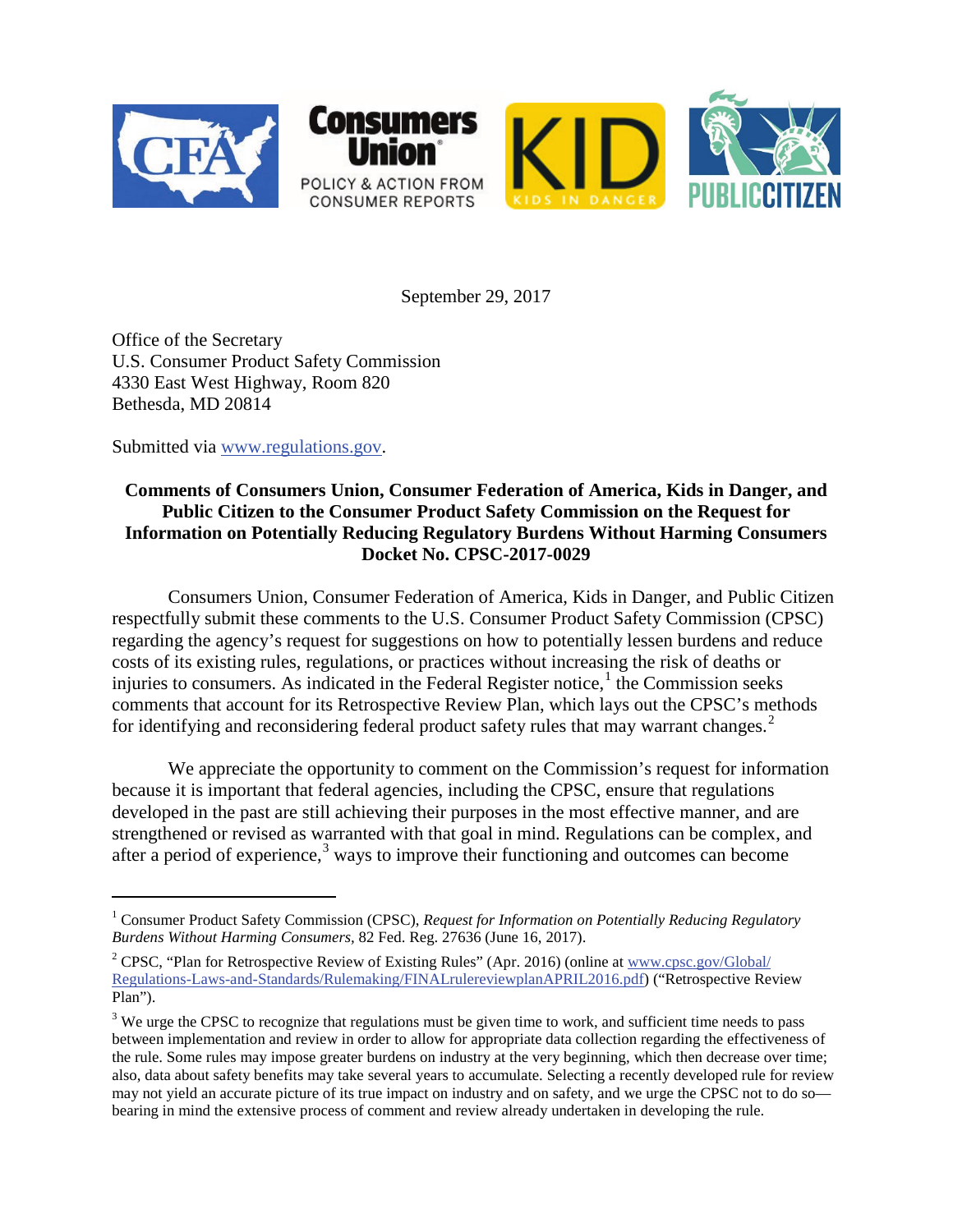September 29, 2017

Office of the Secretary
U.S. Consumer Product Safety Commission
4330 East West Highway, Room 820
Bethesda, MD 20814

Submitted via www.regulations.gov.

**Comments of Consumers Union, Consumer Federation of America, Kids in Danger, and Public Citizen to the Consumer Product Safety Commission on the Request for Information on Potentially Reducing Regulatory Burdens Without Harming Consumers Docket No. CPSC-2017-0029**

Consumers Union, Consumer Federation of America, Kids in Danger, and Public Citizen respectfully submit these comments to the U.S. Consumer Product Safety Commission (CPSC) regarding the agency's request for suggestions on how to potentially lessen burdens and reduce costs of its existing rules, regulations, or practices without increasing the risk of deaths or injuries to consumers. As indicated in the Federal Register notice,[1] the Commission seeks comments that account for its Retrospective Review Plan, which lays out the CPSC's methods for identifying and reconsidering federal product safety rules that may warrant changes.[2]

We appreciate the opportunity to comment on the Commission's request for information because it is important that federal agencies, including the CPSC, ensure that regulations developed in the past are still achieving their purposes in the most effective manner, and are strengthened or revised as warranted with that goal in mind. Regulations can be complex, and after a period of experience,[3] ways to improve their functioning and outcomes can become

---

[1] Consumer Product Safety Commission (CPSC), *Request for Information on Potentially Reducing Regulatory Burdens Without Harming Consumers*, 82 Fed. Reg. 27636 (June 16, 2017).

[2] CPSC, "Plan for Retrospective Review of Existing Rules" (Apr. 2016) (online at www.cpsc.gov/Global/Regulations-Laws-and-Standards/Rulemaking/FINALrulereviewplanAPRIL2016.pdf) ("Retrospective Review Plan").

[3] We urge the CPSC to recognize that regulations must be given time to work, and sufficient time needs to pass between implementation and review in order to allow for appropriate data collection regarding the effectiveness of the rule. Some rules may impose greater burdens on industry at the very beginning, which then decrease over time; also, data about safety benefits may take several years to accumulate. Selecting a recently developed rule for review may not yield an accurate picture of its true impact on industry and on safety, and we urge the CPSC not to do so—bearing in mind the extensive process of comment and review already undertaken in developing the rule.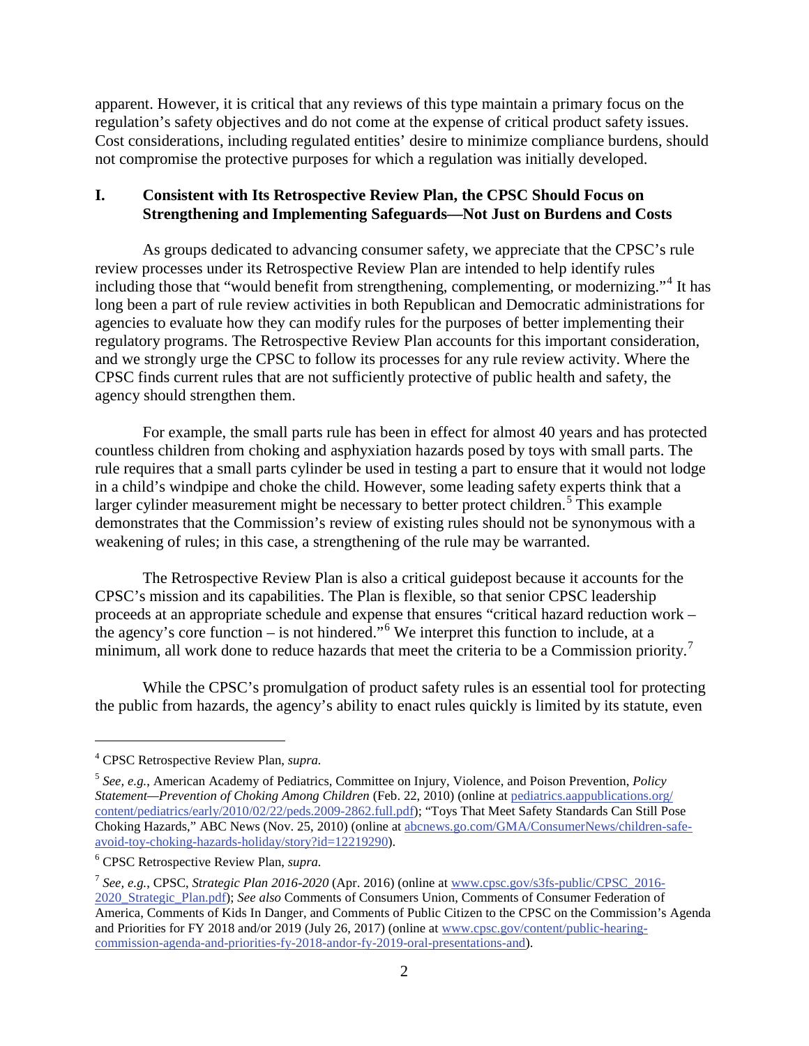apparent. However, it is critical that any reviews of this type maintain a primary focus on the regulation's safety objectives and do not come at the expense of critical product safety issues. Cost considerations, including regulated entities' desire to minimize compliance burdens, should not compromise the protective purposes for which a regulation was initially developed.

## I. Consistent with Its Retrospective Review Plan, the CPSC Should Focus on Strengthening and Implementing Safeguards—Not Just on Burdens and Costs

As groups dedicated to advancing consumer safety, we appreciate that the CPSC's rule review processes under its Retrospective Review Plan are intended to help identify rules including those that "would benefit from strengthening, complementing, or modernizing."[4] It has long been a part of rule review activities in both Republican and Democratic administrations for agencies to evaluate how they can modify rules for the purposes of better implementing their regulatory programs. The Retrospective Review Plan accounts for this important consideration, and we strongly urge the CPSC to follow its processes for any rule review activity. Where the CPSC finds current rules that are not sufficiently protective of public health and safety, the agency should strengthen them.

For example, the small parts rule has been in effect for almost 40 years and has protected countless children from choking and asphyxiation hazards posed by toys with small parts. The rule requires that a small parts cylinder be used in testing a part to ensure that it would not lodge in a child's windpipe and choke the child. However, some leading safety experts think that a larger cylinder measurement might be necessary to better protect children.[5] This example demonstrates that the Commission's review of existing rules should not be synonymous with a weakening of rules; in this case, a strengthening of the rule may be warranted.

The Retrospective Review Plan is also a critical guidepost because it accounts for the CPSC's mission and its capabilities. The Plan is flexible, so that senior CPSC leadership proceeds at an appropriate schedule and expense that ensures "critical hazard reduction work – the agency's core function – is not hindered."[6] We interpret this function to include, at a minimum, all work done to reduce hazards that meet the criteria to be a Commission priority.[7]

While the CPSC's promulgation of product safety rules is an essential tool for protecting the public from hazards, the agency's ability to enact rules quickly is limited by its statute, even

---

[4] CPSC Retrospective Review Plan, *supra.*

[5] *See, e.g.*, American Academy of Pediatrics, Committee on Injury, Violence, and Poison Prevention, *Policy Statement—Prevention of Choking Among Children* (Feb. 22, 2010) (online at pediatrics.aappublications.org/content/pediatrics/early/2010/02/22/peds.2009-2862.full.pdf); "Toys That Meet Safety Standards Can Still Pose Choking Hazards," ABC News (Nov. 25, 2010) (online at abcnews.go.com/GMA/ConsumerNews/children-safe-avoid-toy-choking-hazards-holiday/story?id=12219290).

[6] CPSC Retrospective Review Plan, *supra.*

[7] *See, e.g.*, CPSC, *Strategic Plan 2016-2020* (Apr. 2016) (online at www.cpsc.gov/s3fs-public/CPSC_2016-2020_Strategic_Plan.pdf); *See also* Comments of Consumers Union, Comments of Consumer Federation of America, Comments of Kids In Danger, and Comments of Public Citizen to the CPSC on the Commission's Agenda and Priorities for FY 2018 and/or 2019 (July 26, 2017) (online at www.cpsc.gov/content/public-hearing-commission-agenda-and-priorities-fy-2018-andor-fy-2019-oral-presentations-and).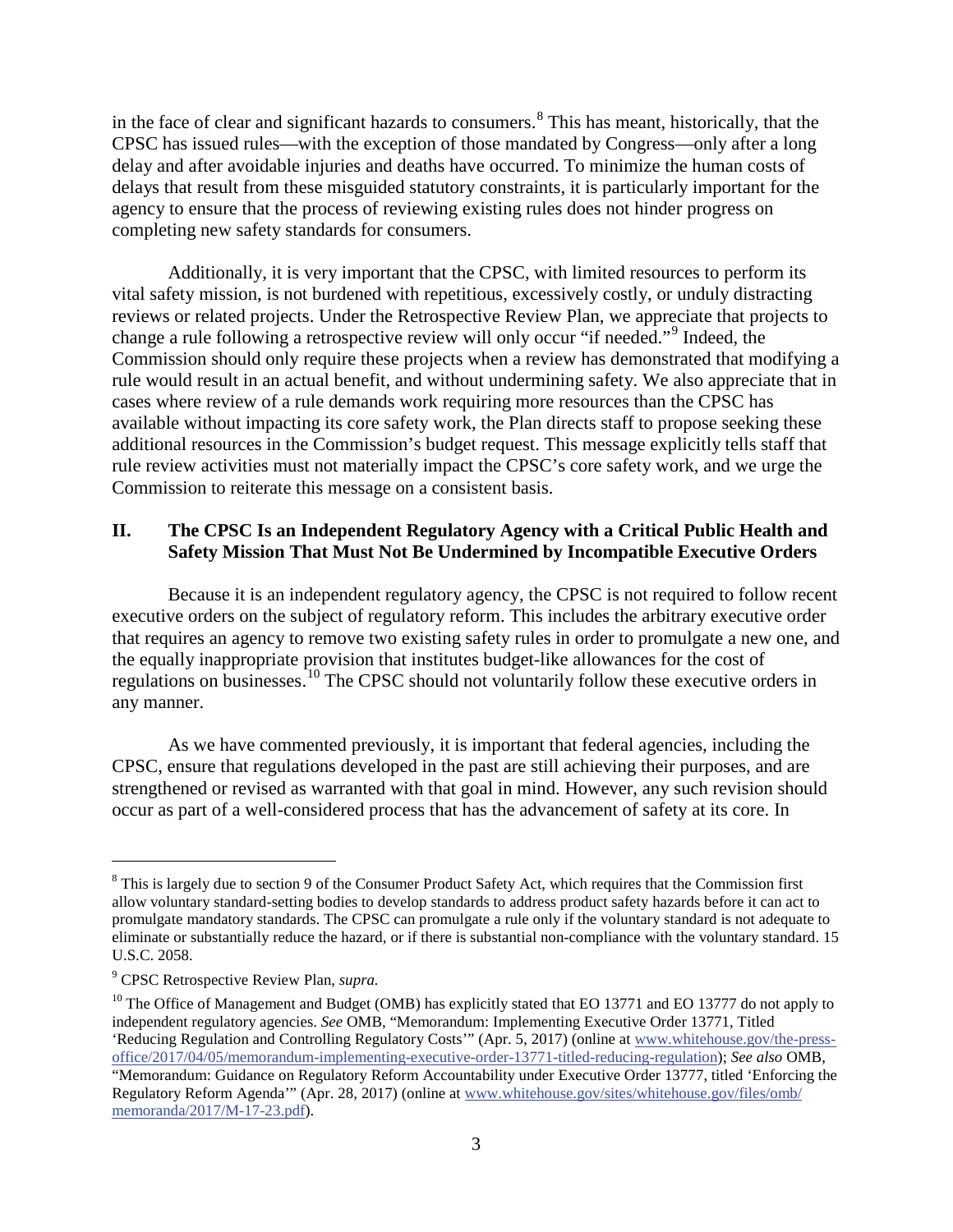in the face of clear and significant hazards to consumers.[8] This has meant, historically, that the CPSC has issued rules—with the exception of those mandated by Congress—only after a long delay and after avoidable injuries and deaths have occurred. To minimize the human costs of delays that result from these misguided statutory constraints, it is particularly important for the agency to ensure that the process of reviewing existing rules does not hinder progress on completing new safety standards for consumers.

Additionally, it is very important that the CPSC, with limited resources to perform its vital safety mission, is not burdened with repetitious, excessively costly, or unduly distracting reviews or related projects. Under the Retrospective Review Plan, we appreciate that projects to change a rule following a retrospective review will only occur "if needed."[9] Indeed, the Commission should only require these projects when a review has demonstrated that modifying a rule would result in an actual benefit, and without undermining safety. We also appreciate that in cases where review of a rule demands work requiring more resources than the CPSC has available without impacting its core safety work, the Plan directs staff to propose seeking these additional resources in the Commission's budget request. This message explicitly tells staff that rule review activities must not materially impact the CPSC's core safety work, and we urge the Commission to reiterate this message on a consistent basis.

## II. The CPSC Is an Independent Regulatory Agency with a Critical Public Health and Safety Mission That Must Not Be Undermined by Incompatible Executive Orders

Because it is an independent regulatory agency, the CPSC is not required to follow recent executive orders on the subject of regulatory reform. This includes the arbitrary executive order that requires an agency to remove two existing safety rules in order to promulgate a new one, and the equally inappropriate provision that institutes budget-like allowances for the cost of regulations on businesses.[10] The CPSC should not voluntarily follow these executive orders in any manner.

As we have commented previously, it is important that federal agencies, including the CPSC, ensure that regulations developed in the past are still achieving their purposes, and are strengthened or revised as warranted with that goal in mind. However, any such revision should occur as part of a well-considered process that has the advancement of safety at its core. In

---

[8] This is largely due to section 9 of the Consumer Product Safety Act, which requires that the Commission first allow voluntary standard-setting bodies to develop standards to address product safety hazards before it can act to promulgate mandatory standards. The CPSC can promulgate a rule only if the voluntary standard is not adequate to eliminate or substantially reduce the hazard, or if there is substantial non-compliance with the voluntary standard. 15 U.S.C. 2058.

[9] CPSC Retrospective Review Plan, *supra*.

[10] The Office of Management and Budget (OMB) has explicitly stated that EO 13771 and EO 13777 do not apply to independent regulatory agencies. *See* OMB, "Memorandum: Implementing Executive Order 13771, Titled 'Reducing Regulation and Controlling Regulatory Costs'" (Apr. 5, 2017) (online at www.whitehouse.gov/the-press-office/2017/04/05/memorandum-implementing-executive-order-13771-titled-reducing-regulation); *See also* OMB, "Memorandum: Guidance on Regulatory Reform Accountability under Executive Order 13777, titled 'Enforcing the Regulatory Reform Agenda'" (Apr. 28, 2017) (online at www.whitehouse.gov/sites/whitehouse.gov/files/omb/memoranda/2017/M-17-23.pdf).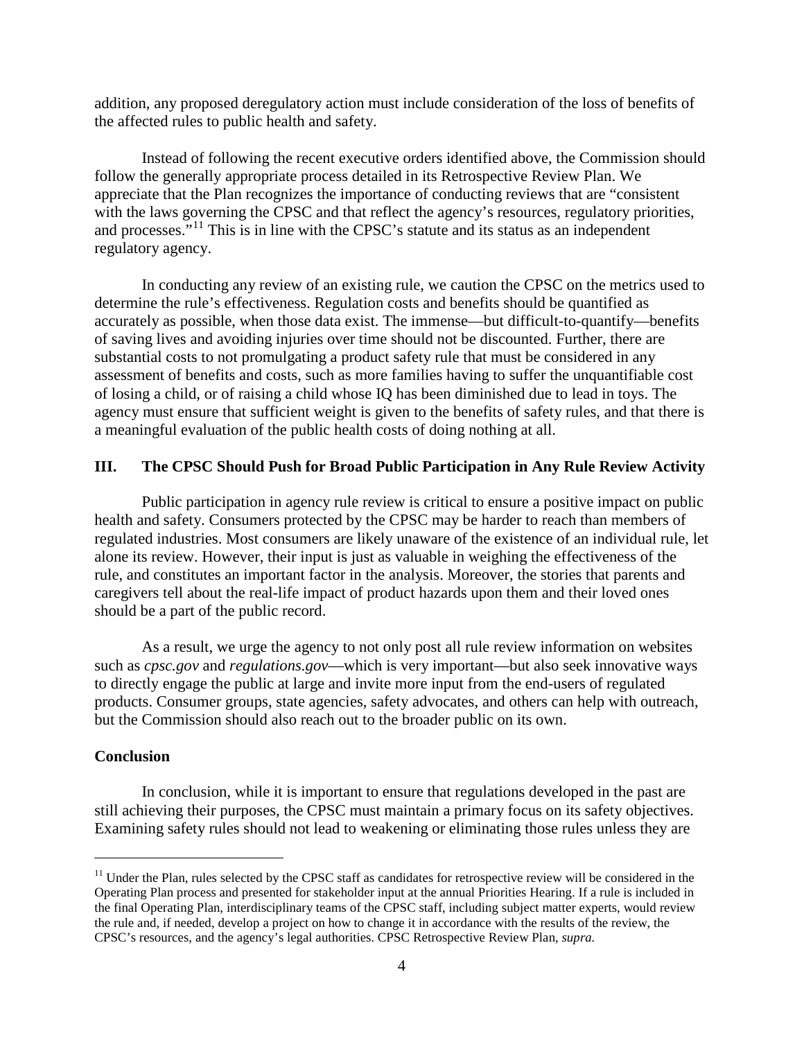addition, any proposed deregulatory action must include consideration of the loss of benefits of the affected rules to public health and safety.

Instead of following the recent executive orders identified above, the Commission should follow the generally appropriate process detailed in its Retrospective Review Plan. We appreciate that the Plan recognizes the importance of conducting reviews that are "consistent with the laws governing the CPSC and that reflect the agency's resources, regulatory priorities, and processes."[11] This is in line with the CPSC's statute and its status as an independent regulatory agency.

In conducting any review of an existing rule, we caution the CPSC on the metrics used to determine the rule's effectiveness. Regulation costs and benefits should be quantified as accurately as possible, when those data exist. The immense—but difficult-to-quantify—benefits of saving lives and avoiding injuries over time should not be discounted. Further, there are substantial costs to not promulgating a product safety rule that must be considered in any assessment of benefits and costs, such as more families having to suffer the unquantifiable cost of losing a child, or of raising a child whose IQ has been diminished due to lead in toys. The agency must ensure that sufficient weight is given to the benefits of safety rules, and that there is a meaningful evaluation of the public health costs of doing nothing at all.

## III. The CPSC Should Push for Broad Public Participation in Any Rule Review Activity

Public participation in agency rule review is critical to ensure a positive impact on public health and safety. Consumers protected by the CPSC may be harder to reach than members of regulated industries. Most consumers are likely unaware of the existence of an individual rule, let alone its review. However, their input is just as valuable in weighing the effectiveness of the rule, and constitutes an important factor in the analysis. Moreover, the stories that parents and caregivers tell about the real-life impact of product hazards upon them and their loved ones should be a part of the public record.

As a result, we urge the agency to not only post all rule review information on websites such as *cpsc.gov* and *regulations.gov*—which is very important—but also seek innovative ways to directly engage the public at large and invite more input from the end-users of regulated products. Consumer groups, state agencies, safety advocates, and others can help with outreach, but the Commission should also reach out to the broader public on its own.

## Conclusion

In conclusion, while it is important to ensure that regulations developed in the past are still achieving their purposes, the CPSC must maintain a primary focus on its safety objectives. Examining safety rules should not lead to weakening or eliminating those rules unless they are

---

[11] Under the Plan, rules selected by the CPSC staff as candidates for retrospective review will be considered in the Operating Plan process and presented for stakeholder input at the annual Priorities Hearing. If a rule is included in the final Operating Plan, interdisciplinary teams of the CPSC staff, including subject matter experts, would review the rule and, if needed, develop a project on how to change it in accordance with the results of the review, the CPSC's resources, and the agency's legal authorities. CPSC Retrospective Review Plan, *supra.*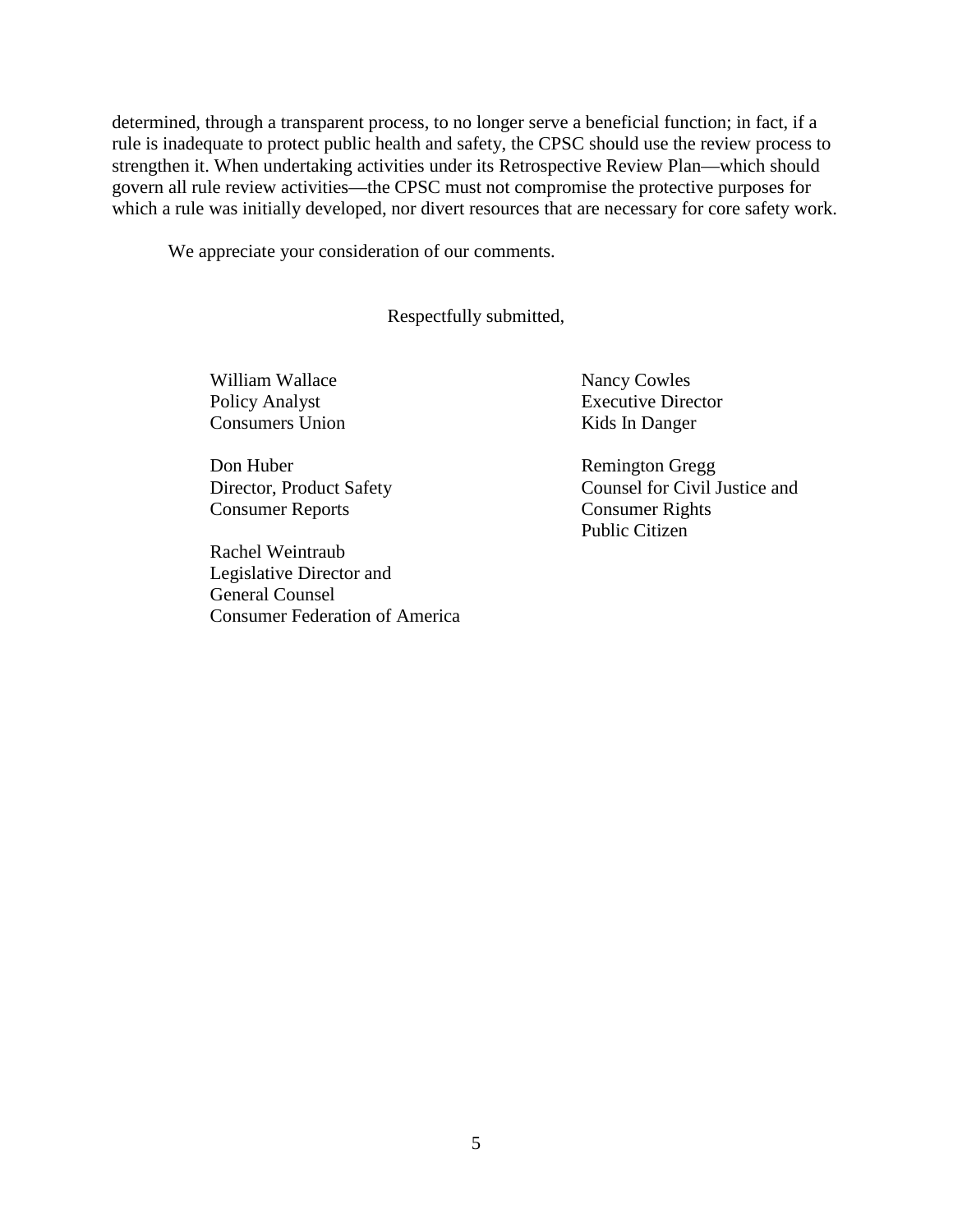determined, through a transparent process, to no longer serve a beneficial function; in fact, if a rule is inadequate to protect public health and safety, the CPSC should use the review process to strengthen it. When undertaking activities under its Retrospective Review Plan—which should govern all rule review activities—the CPSC must not compromise the protective purposes for which a rule was initially developed, nor divert resources that are necessary for core safety work.

We appreciate your consideration of our comments.

Respectfully submitted,

William Wallace
Policy Analyst
Consumers Union

Don Huber
Director, Product Safety
Consumer Reports

Rachel Weintraub
Legislative Director and
General Counsel
Consumer Federation of America

Nancy Cowles
Executive Director
Kids In Danger

Remington Gregg
Counsel for Civil Justice and
Consumer Rights
Public Citizen